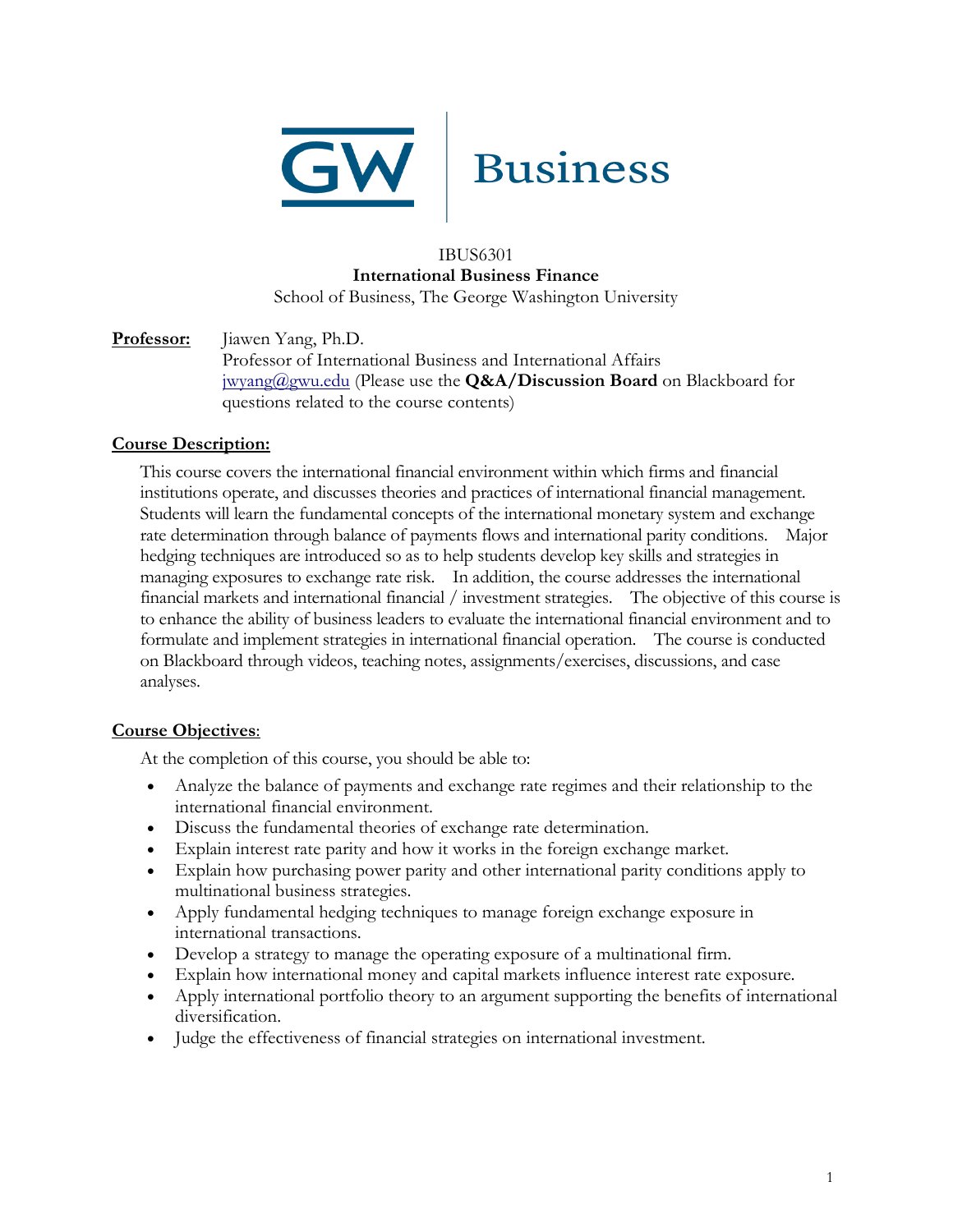GW | Business

IBUS6301

**International Business Finance**

School of Business, The George Washington University

**Professor:** Jiawen Yang, Ph.D.
Professor of International Business and International Affairs
jwyang@gwu.edu (Please use the **Q&A/Discussion Board** on Blackboard for questions related to the course contents)

## Course Description:

This course covers the international financial environment within which firms and financial institutions operate, and discusses theories and practices of international financial management. Students will learn the fundamental concepts of the international monetary system and exchange rate determination through balance of payments flows and international parity conditions. Major hedging techniques are introduced so as to help students develop key skills and strategies in managing exposures to exchange rate risk. In addition, the course addresses the international financial markets and international financial / investment strategies. The objective of this course is to enhance the ability of business leaders to evaluate the international financial environment and to formulate and implement strategies in international financial operation. The course is conducted on Blackboard through videos, teaching notes, assignments/exercises, discussions, and case analyses.

## Course Objectives:

At the completion of this course, you should be able to:

- Analyze the balance of payments and exchange rate regimes and their relationship to the international financial environment.
- Discuss the fundamental theories of exchange rate determination.
- Explain interest rate parity and how it works in the foreign exchange market.
- Explain how purchasing power parity and other international parity conditions apply to multinational business strategies.
- Apply fundamental hedging techniques to manage foreign exchange exposure in international transactions.
- Develop a strategy to manage the operating exposure of a multinational firm.
- Explain how international money and capital markets influence interest rate exposure.
- Apply international portfolio theory to an argument supporting the benefits of international diversification.
- Judge the effectiveness of financial strategies on international investment.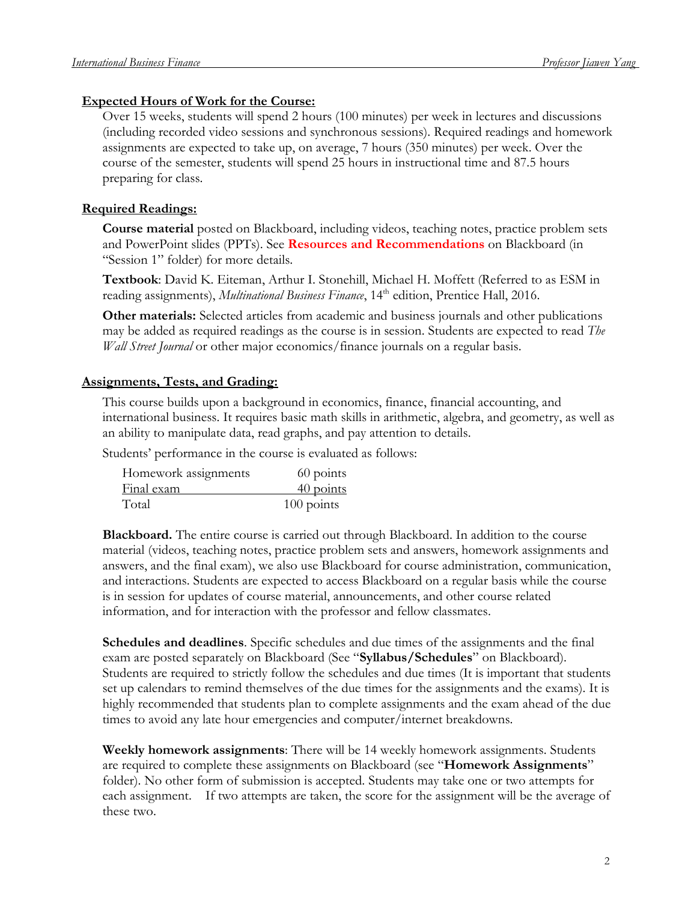## Expected Hours of Work for the Course:

Over 15 weeks, students will spend 2 hours (100 minutes) per week in lectures and discussions (including recorded video sessions and synchronous sessions). Required readings and homework assignments are expected to take up, on average, 7 hours (350 minutes) per week. Over the course of the semester, students will spend 25 hours in instructional time and 87.5 hours preparing for class.

## Required Readings:

**Course material** posted on Blackboard, including videos, teaching notes, practice problem sets and PowerPoint slides (PPTs). See **Resources and Recommendations** on Blackboard (in "Session 1" folder) for more details.

**Textbook**: David K. Eiteman, Arthur I. Stonehill, Michael H. Moffett (Referred to as ESM in reading assignments), *Multinational Business Finance*, 14th edition, Prentice Hall, 2016.

**Other materials:** Selected articles from academic and business journals and other publications may be added as required readings as the course is in session. Students are expected to read *The Wall Street Journal* or other major economics/finance journals on a regular basis.

## Assignments, Tests, and Grading:

This course builds upon a background in economics, finance, financial accounting, and international business. It requires basic math skills in arithmetic, algebra, and geometry, as well as an ability to manipulate data, read graphs, and pay attention to details.

Students' performance in the course is evaluated as follows:

| Component | Points |
|---|---|
| Homework assignments | 60 points |
| Final exam | 40 points |
| Total | 100 points |

**Blackboard.** The entire course is carried out through Blackboard. In addition to the course material (videos, teaching notes, practice problem sets and answers, homework assignments and answers, and the final exam), we also use Blackboard for course administration, communication, and interactions. Students are expected to access Blackboard on a regular basis while the course is in session for updates of course material, announcements, and other course related information, and for interaction with the professor and fellow classmates.

**Schedules and deadlines**. Specific schedules and due times of the assignments and the final exam are posted separately on Blackboard (See "**Syllabus/Schedules**" on Blackboard). Students are required to strictly follow the schedules and due times (It is important that students set up calendars to remind themselves of the due times for the assignments and the exams). It is highly recommended that students plan to complete assignments and the exam ahead of the due times to avoid any late hour emergencies and computer/internet breakdowns.

**Weekly homework assignments**: There will be 14 weekly homework assignments. Students are required to complete these assignments on Blackboard (see "**Homework Assignments**" folder). No other form of submission is accepted. Students may take one or two attempts for each assignment. If two attempts are taken, the score for the assignment will be the average of these two.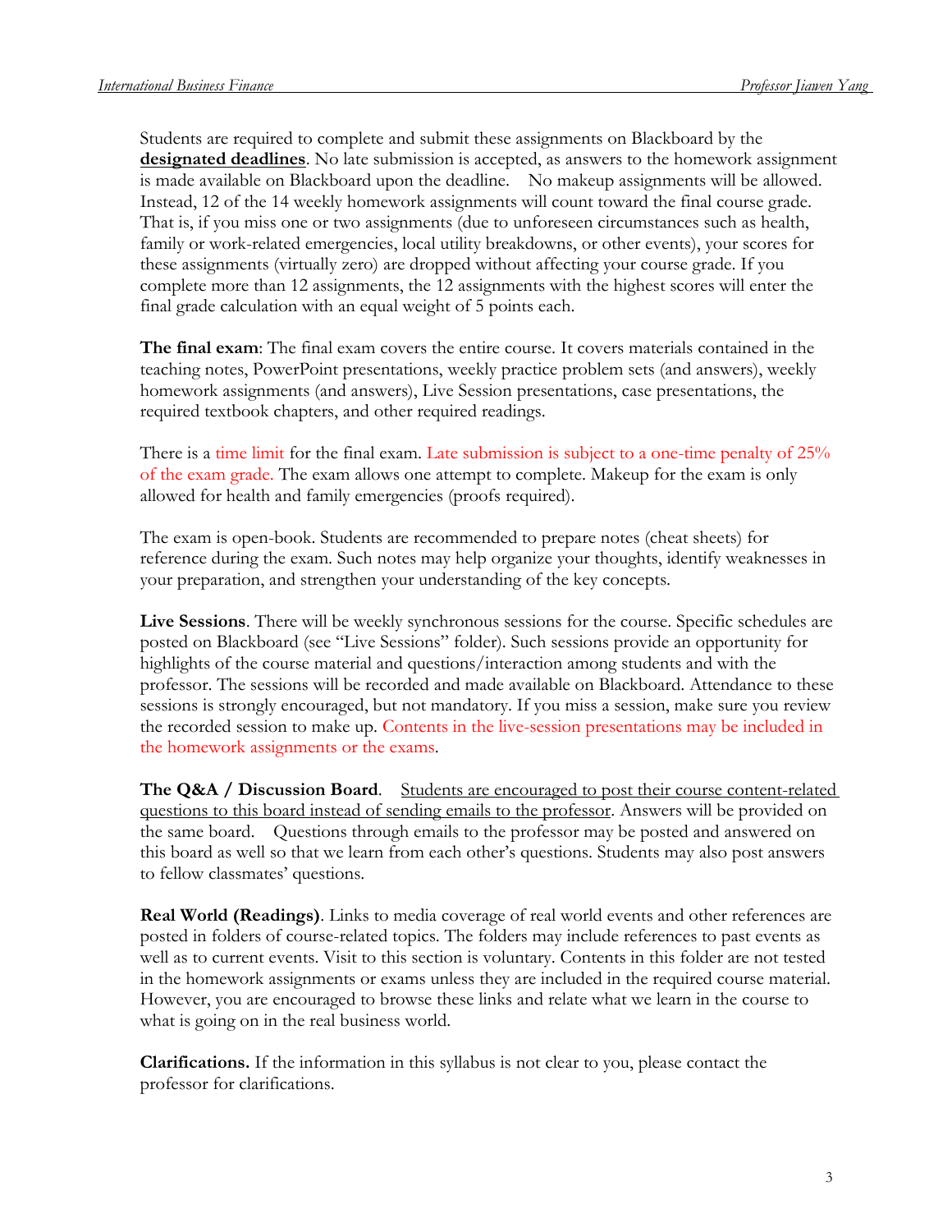Students are required to complete and submit these assignments on Blackboard by the **designated deadlines**. No late submission is accepted, as answers to the homework assignment is made available on Blackboard upon the deadline. No makeup assignments will be allowed. Instead, 12 of the 14 weekly homework assignments will count toward the final course grade. That is, if you miss one or two assignments (due to unforeseen circumstances such as health, family or work-related emergencies, local utility breakdowns, or other events), your scores for these assignments (virtually zero) are dropped without affecting your course grade. If you complete more than 12 assignments, the 12 assignments with the highest scores will enter the final grade calculation with an equal weight of 5 points each.

**The final exam**: The final exam covers the entire course. It covers materials contained in the teaching notes, PowerPoint presentations, weekly practice problem sets (and answers), weekly homework assignments (and answers), Live Session presentations, case presentations, the required textbook chapters, and other required readings.

There is a time limit for the final exam. Late submission is subject to a one-time penalty of 25% of the exam grade. The exam allows one attempt to complete. Makeup for the exam is only allowed for health and family emergencies (proofs required).

The exam is open-book. Students are recommended to prepare notes (cheat sheets) for reference during the exam. Such notes may help organize your thoughts, identify weaknesses in your preparation, and strengthen your understanding of the key concepts.

**Live Sessions**. There will be weekly synchronous sessions for the course. Specific schedules are posted on Blackboard (see "Live Sessions" folder). Such sessions provide an opportunity for highlights of the course material and questions/interaction among students and with the professor. The sessions will be recorded and made available on Blackboard. Attendance to these sessions is strongly encouraged, but not mandatory. If you miss a session, make sure you review the recorded session to make up. Contents in the live-session presentations may be included in the homework assignments or the exams.

**The Q&A / Discussion Board**. Students are encouraged to post their course content-related questions to this board instead of sending emails to the professor. Answers will be provided on the same board. Questions through emails to the professor may be posted and answered on this board as well so that we learn from each other's questions. Students may also post answers to fellow classmates' questions.

**Real World (Readings)**. Links to media coverage of real world events and other references are posted in folders of course-related topics. The folders may include references to past events as well as to current events. Visit to this section is voluntary. Contents in this folder are not tested in the homework assignments or exams unless they are included in the required course material. However, you are encouraged to browse these links and relate what we learn in the course to what is going on in the real business world.

**Clarifications.** If the information in this syllabus is not clear to you, please contact the professor for clarifications.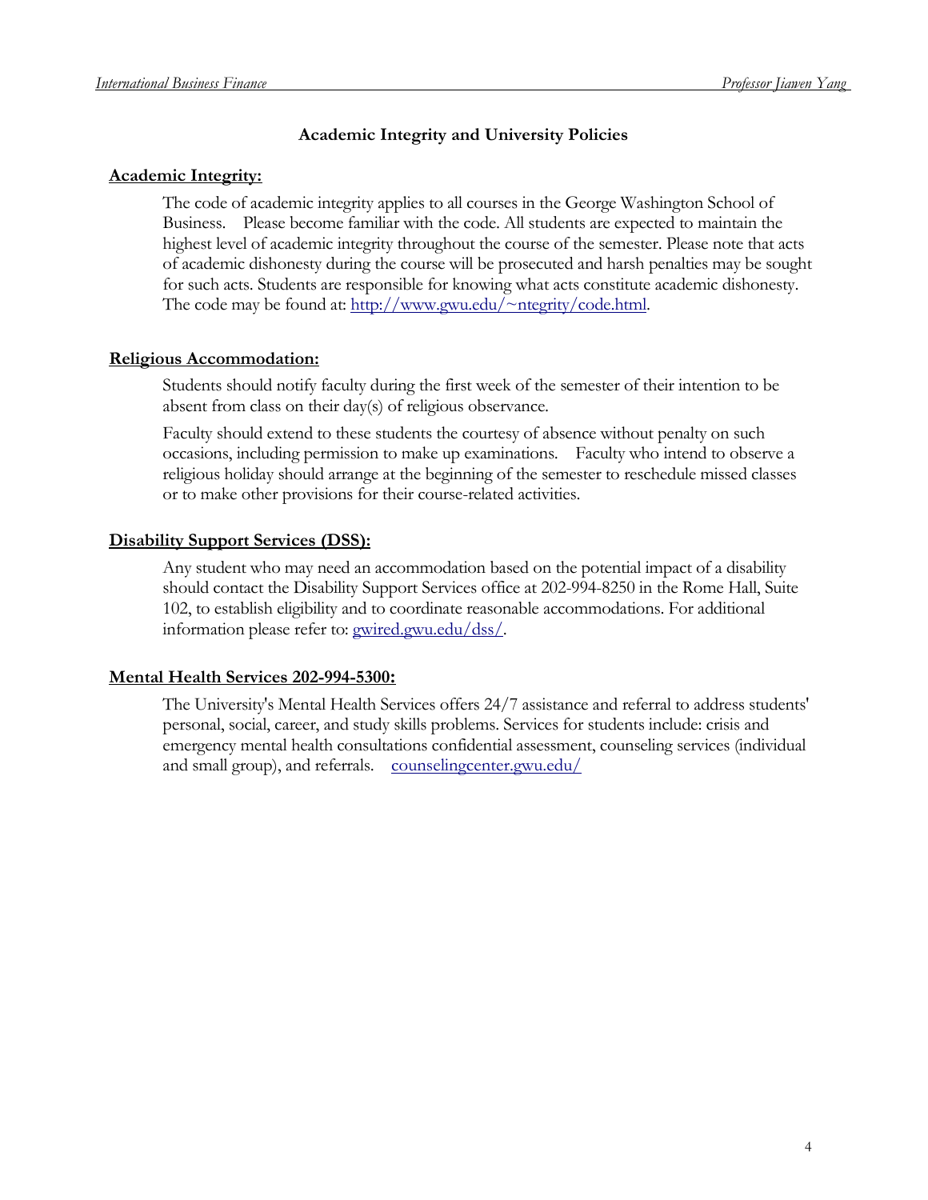## Academic Integrity and University Policies

**Academic Integrity:**

The code of academic integrity applies to all courses in the George Washington School of Business. Please become familiar with the code. All students are expected to maintain the highest level of academic integrity throughout the course of the semester. Please note that acts of academic dishonesty during the course will be prosecuted and harsh penalties may be sought for such acts. Students are responsible for knowing what acts constitute academic dishonesty. The code may be found at: http://www.gwu.edu/~ntegrity/code.html.

**Religious Accommodation:**

Students should notify faculty during the first week of the semester of their intention to be absent from class on their day(s) of religious observance.

Faculty should extend to these students the courtesy of absence without penalty on such occasions, including permission to make up examinations. Faculty who intend to observe a religious holiday should arrange at the beginning of the semester to reschedule missed classes or to make other provisions for their course-related activities.

**Disability Support Services (DSS):**

Any student who may need an accommodation based on the potential impact of a disability should contact the Disability Support Services office at 202-994-8250 in the Rome Hall, Suite 102, to establish eligibility and to coordinate reasonable accommodations. For additional information please refer to: gwired.gwu.edu/dss/.

**Mental Health Services 202-994-5300:**

The University's Mental Health Services offers 24/7 assistance and referral to address students' personal, social, career, and study skills problems. Services for students include: crisis and emergency mental health consultations confidential assessment, counseling services (individual and small group), and referrals. counselingcenter.gwu.edu/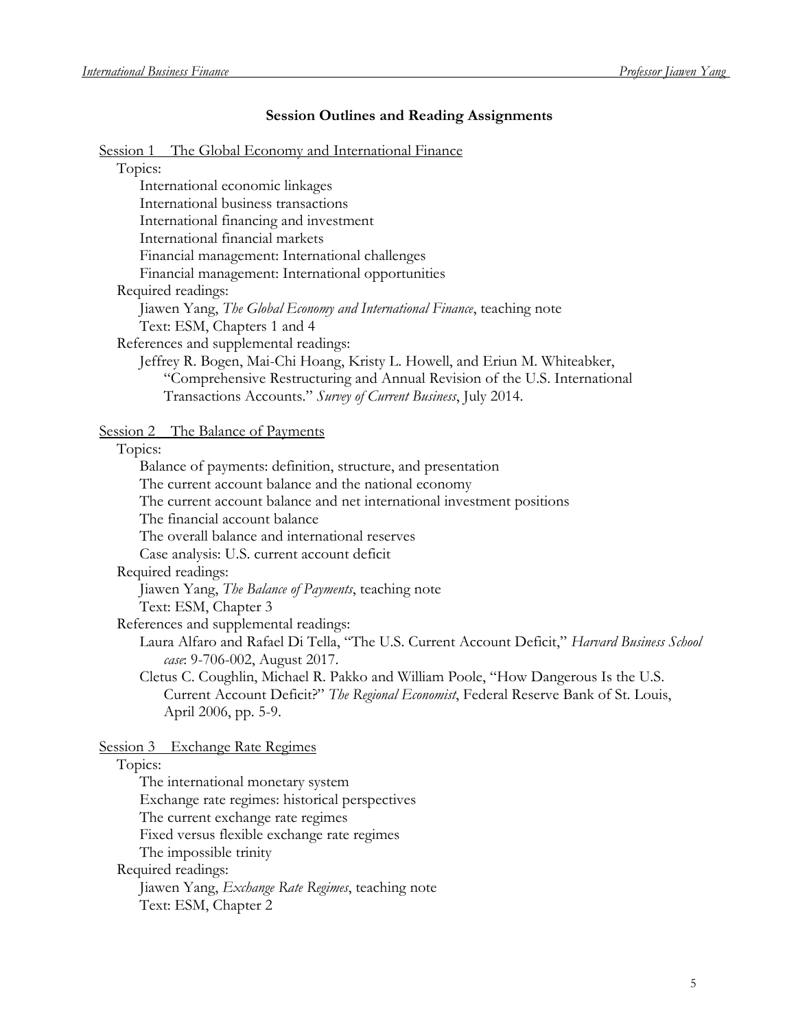## Session Outlines and Reading Assignments

Session 1 The Global Economy and International Finance

Topics:

- International economic linkages
- International business transactions
- International financing and investment
- International financial markets
- Financial management: International challenges
- Financial management: International opportunities

Required readings:

- Jiawen Yang, *The Global Economy and International Finance*, teaching note
- Text: ESM, Chapters 1 and 4

References and supplemental readings:

- Jeffrey R. Bogen, Mai-Chi Hoang, Kristy L. Howell, and Eriun M. Whiteabker, "Comprehensive Restructuring and Annual Revision of the U.S. International Transactions Accounts." *Survey of Current Business*, July 2014.

Session 2 The Balance of Payments

Topics:

- Balance of payments: definition, structure, and presentation
- The current account balance and the national economy
- The current account balance and net international investment positions
- The financial account balance
- The overall balance and international reserves
- Case analysis: U.S. current account deficit

Required readings:

- Jiawen Yang, *The Balance of Payments*, teaching note
- Text: ESM, Chapter 3

References and supplemental readings:

- Laura Alfaro and Rafael Di Tella, "The U.S. Current Account Deficit," *Harvard Business School case*: 9-706-002, August 2017.
- Cletus C. Coughlin, Michael R. Pakko and William Poole, "How Dangerous Is the U.S. Current Account Deficit?" *The Regional Economist*, Federal Reserve Bank of St. Louis, April 2006, pp. 5-9.

Session 3 Exchange Rate Regimes

Topics:

- The international monetary system
- Exchange rate regimes: historical perspectives
- The current exchange rate regimes
- Fixed versus flexible exchange rate regimes
- The impossible trinity

Required readings:

- Jiawen Yang, *Exchange Rate Regimes*, teaching note
- Text: ESM, Chapter 2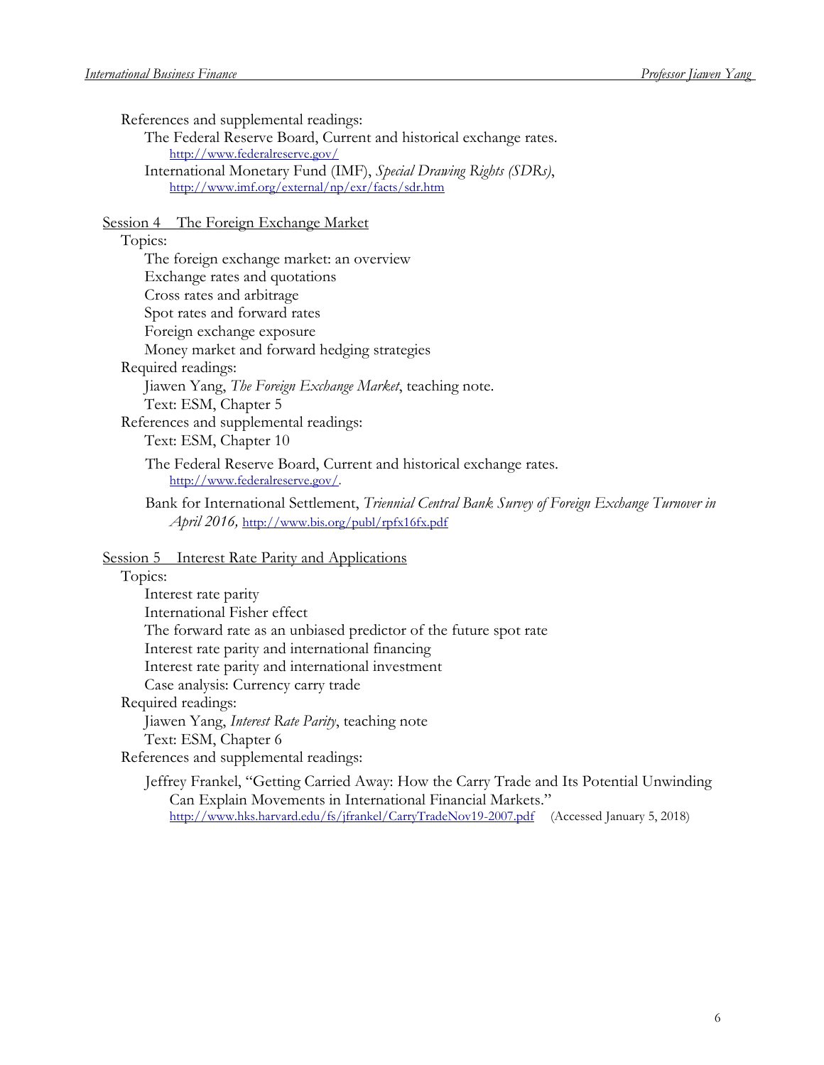References and supplemental readings:

The Federal Reserve Board, Current and historical exchange rates.
http://www.federalreserve.gov/

International Monetary Fund (IMF), *Special Drawing Rights (SDRs)*,
http://www.imf.org/external/np/exr/facts/sdr.htm

Session 4 The Foreign Exchange Market

Topics:

- The foreign exchange market: an overview
- Exchange rates and quotations
- Cross rates and arbitrage
- Spot rates and forward rates
- Foreign exchange exposure
- Money market and forward hedging strategies

Required readings:

Jiawen Yang, *The Foreign Exchange Market*, teaching note.

Text: ESM, Chapter 5

References and supplemental readings:

Text: ESM, Chapter 10

The Federal Reserve Board, Current and historical exchange rates.
http://www.federalreserve.gov/.

Bank for International Settlement, *Triennial Central Bank Survey of Foreign Exchange Turnover in April 2016,* http://www.bis.org/publ/rpfx16fx.pdf

Session 5 Interest Rate Parity and Applications

Topics:

- Interest rate parity
- International Fisher effect
- The forward rate as an unbiased predictor of the future spot rate
- Interest rate parity and international financing
- Interest rate parity and international investment
- Case analysis: Currency carry trade

Required readings:

Jiawen Yang, *Interest Rate Parity*, teaching note

Text: ESM, Chapter 6

References and supplemental readings:

Jeffrey Frankel, "Getting Carried Away: How the Carry Trade and Its Potential Unwinding Can Explain Movements in International Financial Markets."
http://www.hks.harvard.edu/fs/jfrankel/CarryTradeNov19-2007.pdf (Accessed January 5, 2018)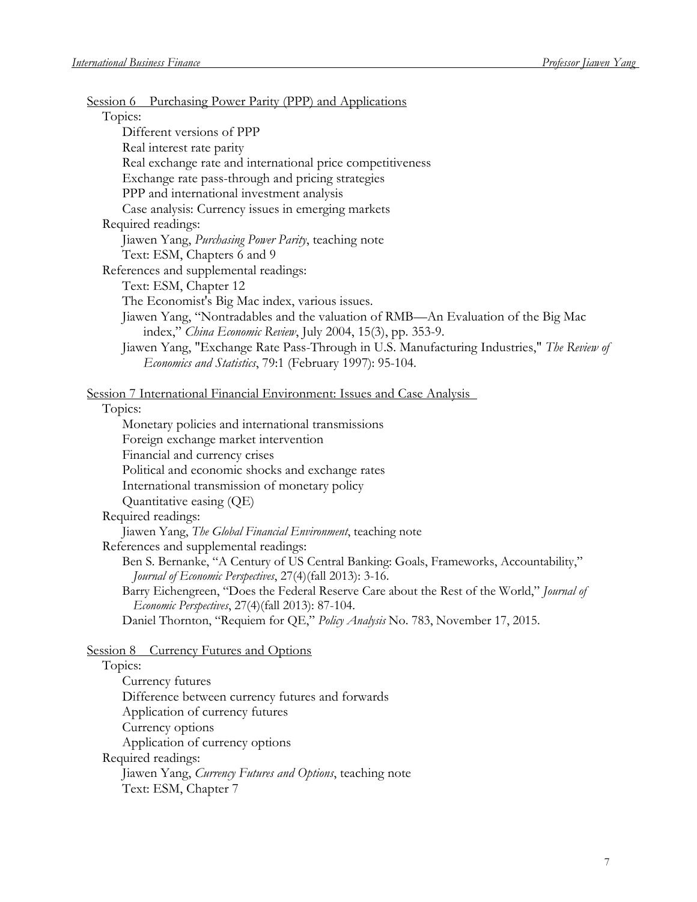## Session 6 Purchasing Power Parity (PPP) and Applications

Topics:

- Different versions of PPP
- Real interest rate parity
- Real exchange rate and international price competitiveness
- Exchange rate pass-through and pricing strategies
- PPP and international investment analysis
- Case analysis: Currency issues in emerging markets

Required readings:

- Jiawen Yang, *Purchasing Power Parity*, teaching note
- Text: ESM, Chapters 6 and 9

References and supplemental readings:

- Text: ESM, Chapter 12
- The Economist's Big Mac index, various issues.
- Jiawen Yang, "Nontradables and the valuation of RMB—An Evaluation of the Big Mac index," *China Economic Review*, July 2004, 15(3), pp. 353-9.
- Jiawen Yang, "Exchange Rate Pass-Through in U.S. Manufacturing Industries," *The Review of Economics and Statistics*, 79:1 (February 1997): 95-104.

## Session 7 International Financial Environment: Issues and Case Analysis

Topics:

- Monetary policies and international transmissions
- Foreign exchange market intervention
- Financial and currency crises
- Political and economic shocks and exchange rates
- International transmission of monetary policy
- Quantitative easing (QE)

Required readings:

- Jiawen Yang, *The Global Financial Environment*, teaching note

References and supplemental readings:

- Ben S. Bernanke, "A Century of US Central Banking: Goals, Frameworks, Accountability," *Journal of Economic Perspectives*, 27(4)(fall 2013): 3-16.
- Barry Eichengreen, "Does the Federal Reserve Care about the Rest of the World," *Journal of Economic Perspectives*, 27(4)(fall 2013): 87-104.
- Daniel Thornton, "Requiem for QE," *Policy Analysis* No. 783, November 17, 2015.

## Session 8 Currency Futures and Options

Topics:

- Currency futures
- Difference between currency futures and forwards
- Application of currency futures
- Currency options
- Application of currency options

Required readings:

- Jiawen Yang, *Currency Futures and Options*, teaching note
- Text: ESM, Chapter 7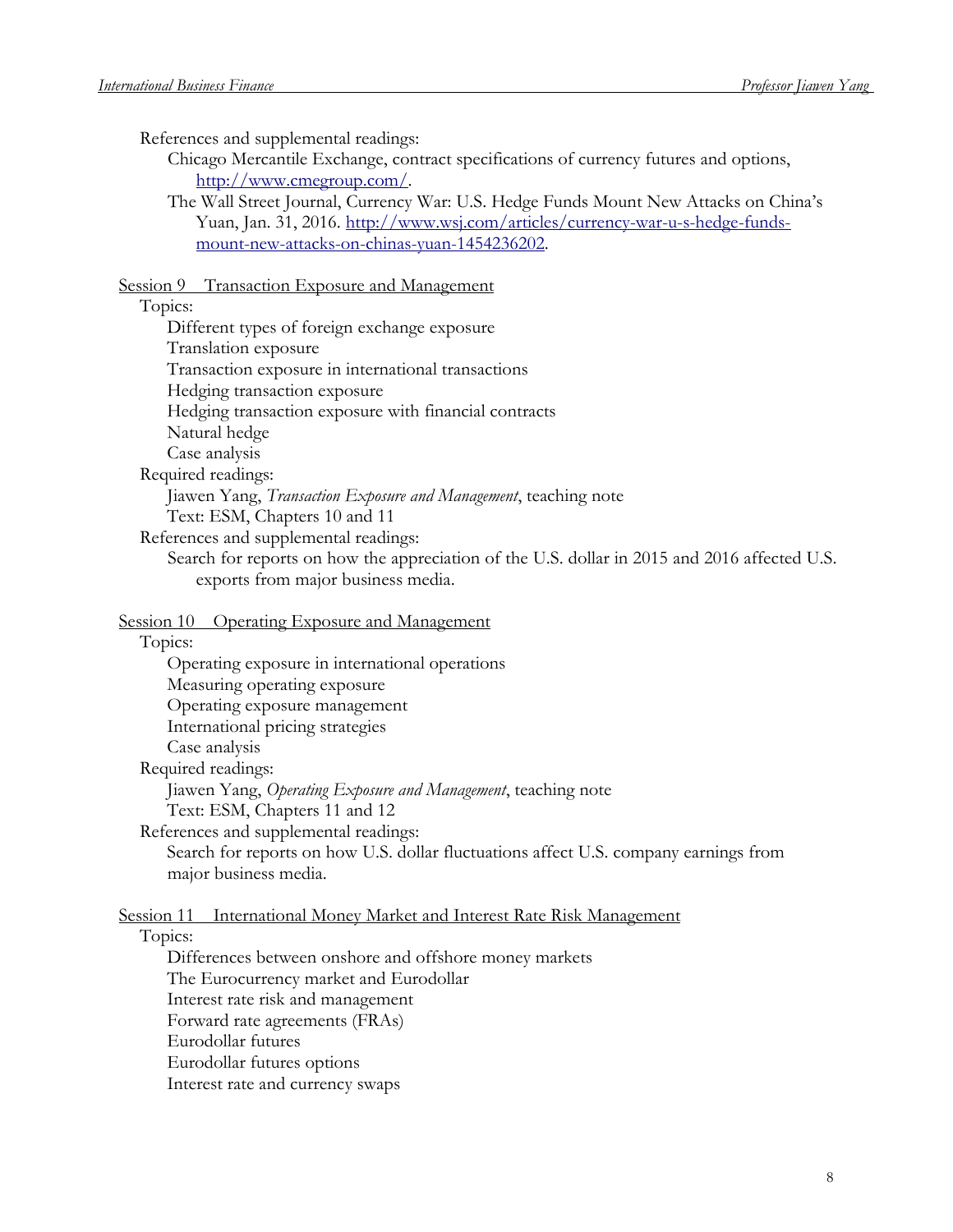References and supplemental readings:

- Chicago Mercantile Exchange, contract specifications of currency futures and options, [http://www.cmegroup.com/](http://www.cmegroup.com/).
- The Wall Street Journal, Currency War: U.S. Hedge Funds Mount New Attacks on China's Yuan, Jan. 31, 2016. [http://www.wsj.com/articles/currency-war-u-s-hedge-funds-mount-new-attacks-on-chinas-yuan-1454236202](http://www.wsj.com/articles/currency-war-u-s-hedge-funds-mount-new-attacks-on-chinas-yuan-1454236202).

## Session 9 Transaction Exposure and Management

Topics:

- Different types of foreign exchange exposure
- Translation exposure
- Transaction exposure in international transactions
- Hedging transaction exposure
- Hedging transaction exposure with financial contracts
- Natural hedge
- Case analysis

Required readings:

- Jiawen Yang, *Transaction Exposure and Management*, teaching note
- Text: ESM, Chapters 10 and 11

References and supplemental readings:

- Search for reports on how the appreciation of the U.S. dollar in 2015 and 2016 affected U.S. exports from major business media.

## Session 10 Operating Exposure and Management

Topics:

- Operating exposure in international operations
- Measuring operating exposure
- Operating exposure management
- International pricing strategies
- Case analysis

Required readings:

- Jiawen Yang, *Operating Exposure and Management*, teaching note
- Text: ESM, Chapters 11 and 12

References and supplemental readings:

- Search for reports on how U.S. dollar fluctuations affect U.S. company earnings from major business media.

## Session 11 International Money Market and Interest Rate Risk Management

Topics:

- Differences between onshore and offshore money markets
- The Eurocurrency market and Eurodollar
- Interest rate risk and management
- Forward rate agreements (FRAs)
- Eurodollar futures
- Eurodollar futures options
- Interest rate and currency swaps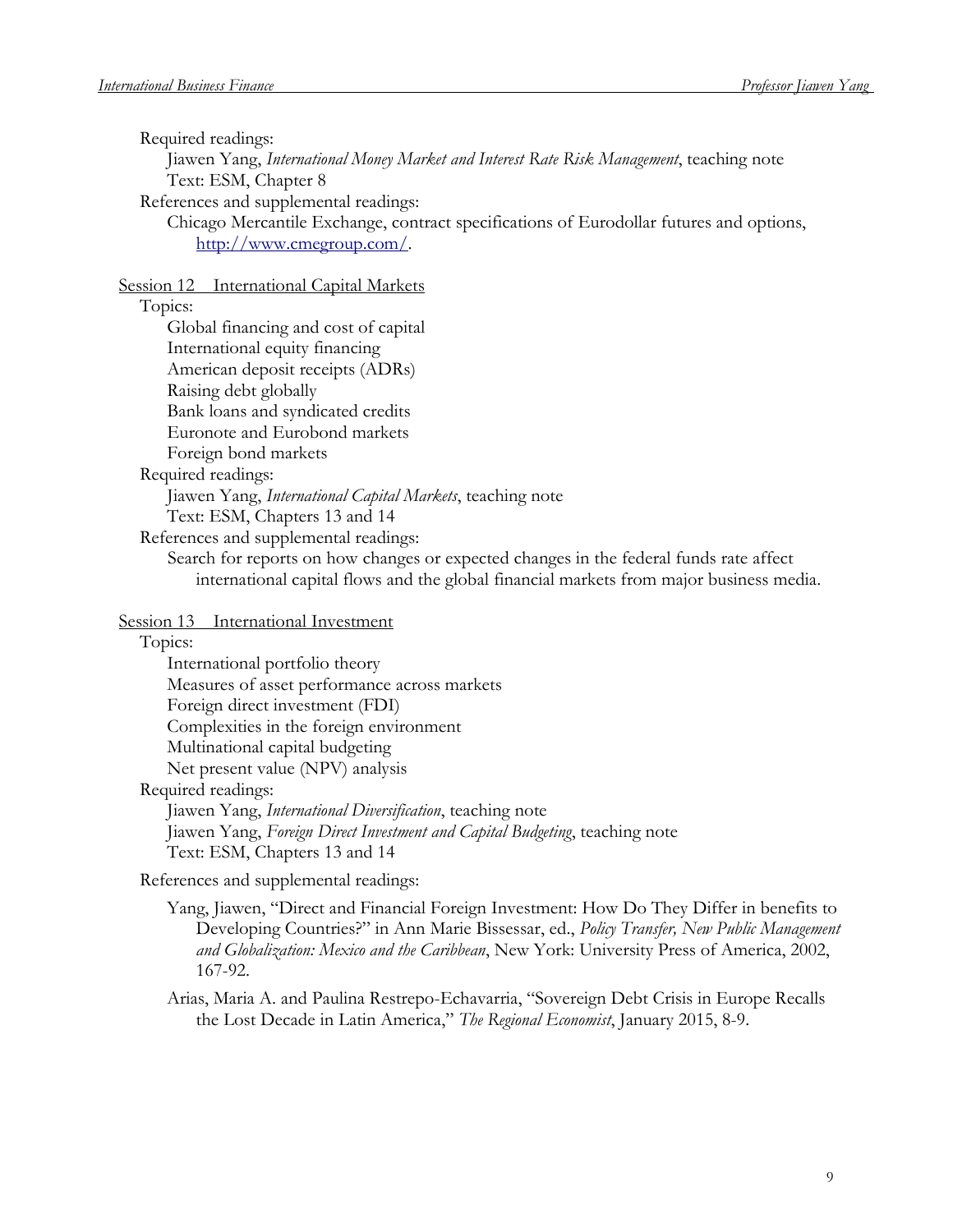Required readings:

- Jiawen Yang, *International Money Market and Interest Rate Risk Management*, teaching note
- Text: ESM, Chapter 8

References and supplemental readings:

- Chicago Mercantile Exchange, contract specifications of Eurodollar futures and options, [http://www.cmegroup.com/](http://www.cmegroup.com/).

Session 12 International Capital Markets

Topics:

- Global financing and cost of capital
- International equity financing
- American deposit receipts (ADRs)
- Raising debt globally
- Bank loans and syndicated credits
- Euronote and Eurobond markets
- Foreign bond markets

Required readings:

- Jiawen Yang, *International Capital Markets*, teaching note
- Text: ESM, Chapters 13 and 14

References and supplemental readings:

- Search for reports on how changes or expected changes in the federal funds rate affect international capital flows and the global financial markets from major business media.

Session 13 International Investment

Topics:

- International portfolio theory
- Measures of asset performance across markets
- Foreign direct investment (FDI)
- Complexities in the foreign environment
- Multinational capital budgeting
- Net present value (NPV) analysis

Required readings:

- Jiawen Yang, *International Diversification*, teaching note
- Jiawen Yang, *Foreign Direct Investment and Capital Budgeting*, teaching note
- Text: ESM, Chapters 13 and 14

References and supplemental readings:

- Yang, Jiawen, "Direct and Financial Foreign Investment: How Do They Differ in benefits to Developing Countries?" in Ann Marie Bissessar, ed., *Policy Transfer, New Public Management and Globalization: Mexico and the Caribbean*, New York: University Press of America, 2002, 167-92.
- Arias, Maria A. and Paulina Restrepo-Echavarria, "Sovereign Debt Crisis in Europe Recalls the Lost Decade in Latin America," *The Regional Economist*, January 2015, 8-9.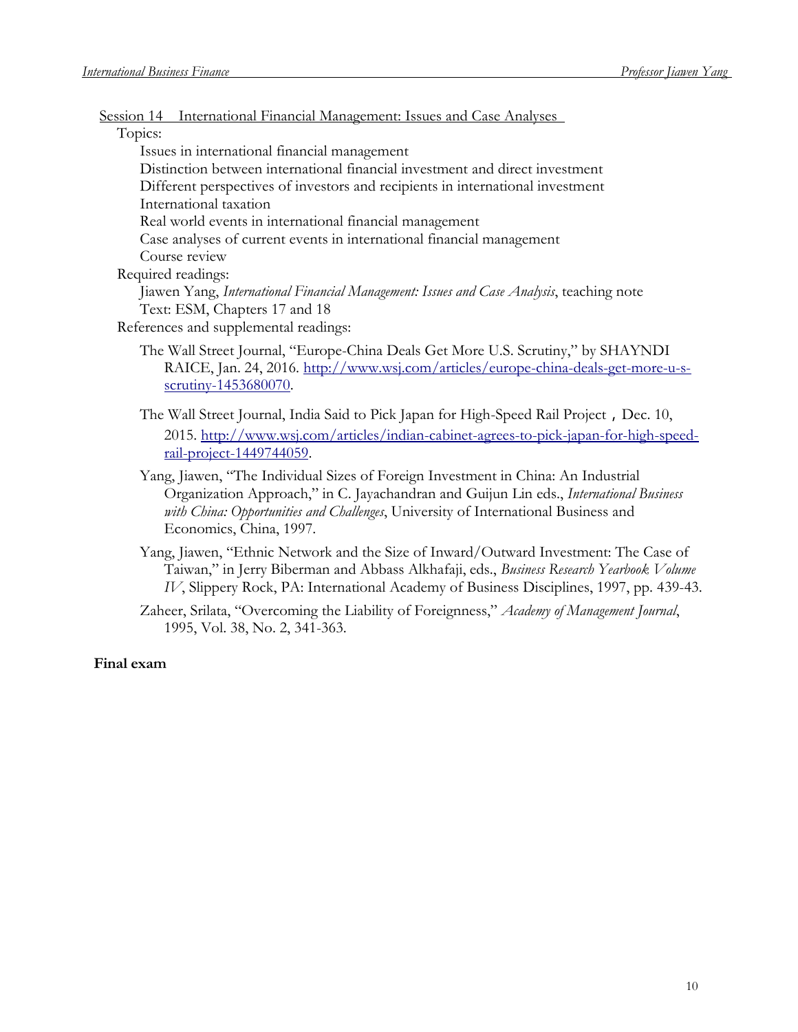Session 14 International Financial Management: Issues and Case Analyses

Topics:

- Issues in international financial management
- Distinction between international financial investment and direct investment
- Different perspectives of investors and recipients in international investment
- International taxation
- Real world events in international financial management
- Case analyses of current events in international financial management
- Course review

Required readings:

- Jiawen Yang, *International Financial Management: Issues and Case Analysis*, teaching note
- Text: ESM, Chapters 17 and 18

References and supplemental readings:

The Wall Street Journal, "Europe-China Deals Get More U.S. Scrutiny," by SHAYNDI RAICE, Jan. 24, 2016. http://www.wsj.com/articles/europe-china-deals-get-more-u-s-scrutiny-1453680070.

The Wall Street Journal, India Said to Pick Japan for High-Speed Rail Project, Dec. 10, 2015. http://www.wsj.com/articles/indian-cabinet-agrees-to-pick-japan-for-high-speed-rail-project-1449744059.

Yang, Jiawen, "The Individual Sizes of Foreign Investment in China: An Industrial Organization Approach," in C. Jayachandran and Guijun Lin eds., *International Business with China: Opportunities and Challenges*, University of International Business and Economics, China, 1997.

Yang, Jiawen, "Ethnic Network and the Size of Inward/Outward Investment: The Case of Taiwan," in Jerry Biberman and Abbass Alkhafaji, eds., *Business Research Yearbook: Volume IV*, Slippery Rock, PA: International Academy of Business Disciplines, 1997, pp. 439-43.

Zaheer, Srilata, "Overcoming the Liability of Foreignness," *Academy of Management Journal*, 1995, Vol. 38, No. 2, 341-363.

**Final exam**